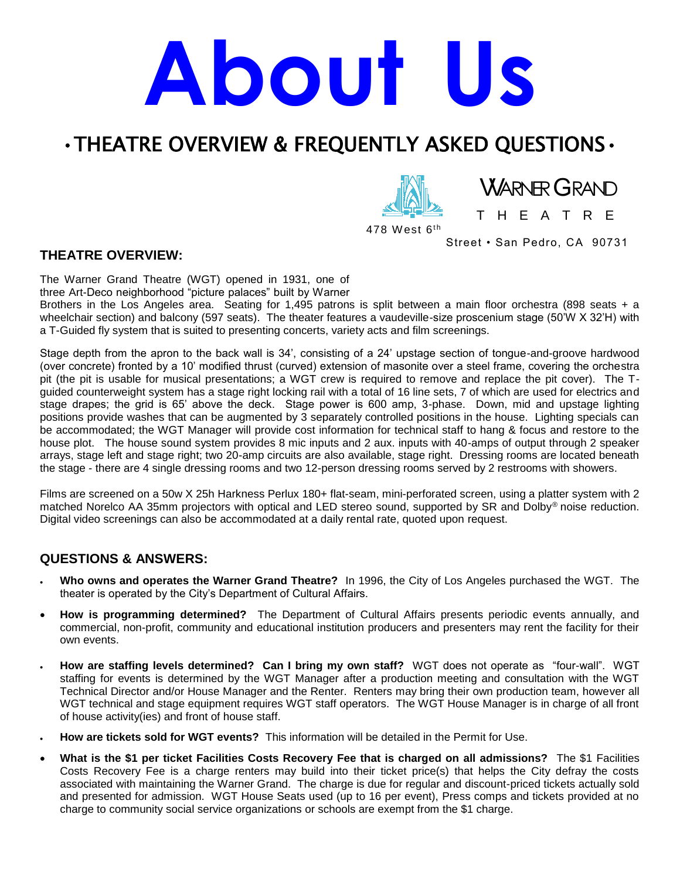# About Us

## • THEATRE OVERVIEW & FREQUENTLY ASKED QUESTIONS •

WARNER GRAND
THEATRE

478 West 6th Street • San Pedro, CA 90731

### THEATRE OVERVIEW:

The Warner Grand Theatre (WGT) opened in 1931, one of three Art-Deco neighborhood "picture palaces" built by Warner Brothers in the Los Angeles area. Seating for 1,495 patrons is split between a main floor orchestra (898 seats + a wheelchair section) and balcony (597 seats). The theater features a vaudeville-size proscenium stage (50'W X 32'H) with a T-Guided fly system that is suited to presenting concerts, variety acts and film screenings.

Stage depth from the apron to the back wall is 34', consisting of a 24' upstage section of tongue-and-groove hardwood (over concrete) fronted by a 10' modified thrust (curved) extension of masonite over a steel frame, covering the orchestra pit (the pit is usable for musical presentations; a WGT crew is required to remove and replace the pit cover). The T-guided counterweight system has a stage right locking rail with a total of 16 line sets, 7 of which are used for electrics and stage drapes; the grid is 65' above the deck. Stage power is 600 amp, 3-phase. Down, mid and upstage lighting positions provide washes that can be augmented by 3 separately controlled positions in the house. Lighting specials can be accommodated; the WGT Manager will provide cost information for technical staff to hang & focus and restore to the house plot. The house sound system provides 8 mic inputs and 2 aux. inputs with 40-amps of output through 2 speaker arrays, stage left and stage right; two 20-amp circuits are also available, stage right. Dressing rooms are located beneath the stage - there are 4 single dressing rooms and two 12-person dressing rooms served by 2 restrooms with showers.

Films are screened on a 50w X 25h Harkness Perlux 180+ flat-seam, mini-perforated screen, using a platter system with 2 matched Norelco AA 35mm projectors with optical and LED stereo sound, supported by SR and Dolby® noise reduction. Digital video screenings can also be accommodated at a daily rental rate, quoted upon request.

### QUESTIONS & ANSWERS:

- **Who owns and operates the Warner Grand Theatre?** In 1996, the City of Los Angeles purchased the WGT. The theater is operated by the City's Department of Cultural Affairs.
- **How is programming determined?** The Department of Cultural Affairs presents periodic events annually, and commercial, non-profit, community and educational institution producers and presenters may rent the facility for their own events.
- **How are staffing levels determined? Can I bring my own staff?** WGT does not operate as "four-wall". WGT staffing for events is determined by the WGT Manager after a production meeting and consultation with the WGT Technical Director and/or House Manager and the Renter. Renters may bring their own production team, however all WGT technical and stage equipment requires WGT staff operators. The WGT House Manager is in charge of all front of house activity(ies) and front of house staff.
- **How are tickets sold for WGT events?** This information will be detailed in the Permit for Use.
- **What is the $1 per ticket Facilities Costs Recovery Fee that is charged on all admissions?** The $1 Facilities Costs Recovery Fee is a charge renters may build into their ticket price(s) that helps the City defray the costs associated with maintaining the Warner Grand. The charge is due for regular and discount-priced tickets actually sold and presented for admission. WGT House Seats used (up to 16 per event), Press comps and tickets provided at no charge to community social service organizations or schools are exempt from the $1 charge.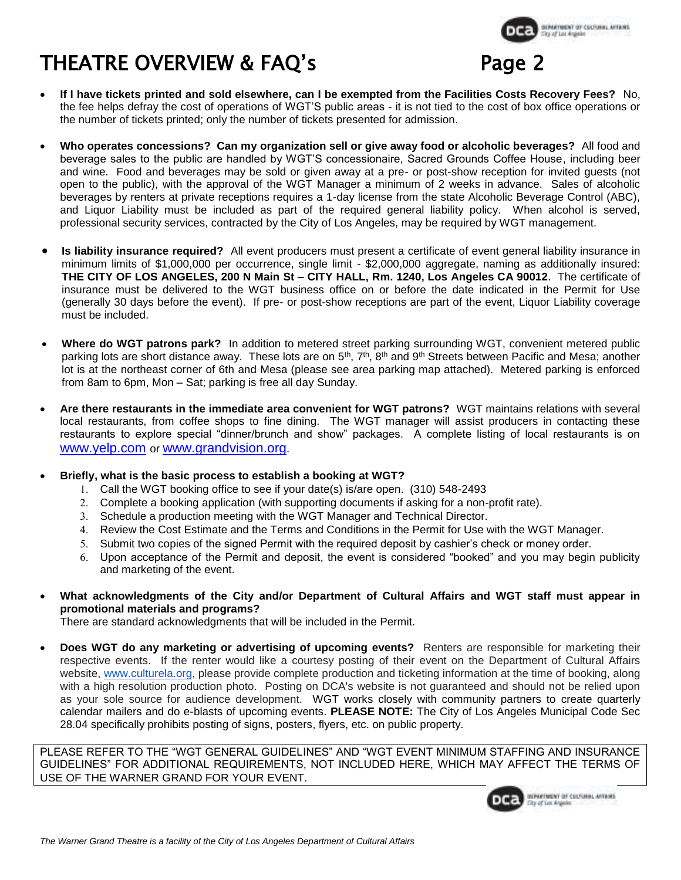# THEATRE OVERVIEW & FAQ's Page 2

- **If I have tickets printed and sold elsewhere, can I be exempted from the Facilities Costs Recovery Fees?** No, the fee helps defray the cost of operations of WGT'S public areas - it is not tied to the cost of box office operations or the number of tickets printed; only the number of tickets presented for admission.

- **Who operates concessions? Can my organization sell or give away food or alcoholic beverages?** All food and beverage sales to the public are handled by WGT'S concessionaire, Sacred Grounds Coffee House, including beer and wine. Food and beverages may be sold or given away at a pre- or post-show reception for invited guests (not open to the public), with the approval of the WGT Manager a minimum of 2 weeks in advance. Sales of alcoholic beverages by renters at private receptions requires a 1-day license from the state Alcoholic Beverage Control (ABC), and Liquor Liability must be included as part of the required general liability policy. When alcohol is served, professional security services, contracted by the City of Los Angeles, may be required by WGT management.

- **Is liability insurance required?** All event producers must present a certificate of event general liability insurance in minimum limits of $1,000,000 per occurrence, single limit - $2,000,000 aggregate, naming as additionally insured: **THE CITY OF LOS ANGELES, 200 N Main St – CITY HALL, Rm. 1240, Los Angeles CA 90012**. The certificate of insurance must be delivered to the WGT business office on or before the date indicated in the Permit for Use (generally 30 days before the event). If pre- or post-show receptions are part of the event, Liquor Liability coverage must be included.

- **Where do WGT patrons park?** In addition to metered street parking surrounding WGT, convenient metered public parking lots are short distance away. These lots are on 5th, 7th, 8th and 9th Streets between Pacific and Mesa; another lot is at the northeast corner of 6th and Mesa (please see area parking map attached). Metered parking is enforced from 8am to 6pm, Mon – Sat; parking is free all day Sunday.

- **Are there restaurants in the immediate area convenient for WGT patrons?** WGT maintains relations with several local restaurants, from coffee shops to fine dining. The WGT manager will assist producers in contacting these restaurants to explore special "dinner/brunch and show" packages. A complete listing of local restaurants is on www.yelp.com or www.grandvision.org.

- **Briefly, what is the basic process to establish a booking at WGT?**
  1. Call the WGT booking office to see if your date(s) is/are open. (310) 548-2493
  2. Complete a booking application (with supporting documents if asking for a non-profit rate).
  3. Schedule a production meeting with the WGT Manager and Technical Director.
  4. Review the Cost Estimate and the Terms and Conditions in the Permit for Use with the WGT Manager.
  5. Submit two copies of the signed Permit with the required deposit by cashier's check or money order.
  6. Upon acceptance of the Permit and deposit, the event is considered "booked" and you may begin publicity and marketing of the event.

- **What acknowledgments of the City and/or Department of Cultural Affairs and WGT staff must appear in promotional materials and programs?**
  There are standard acknowledgments that will be included in the Permit.

- **Does WGT do any marketing or advertising of upcoming events?** Renters are responsible for marketing their respective events. If the renter would like a courtesy posting of their event on the Department of Cultural Affairs website, www.culturela.org, please provide complete production and ticketing information at the time of booking, along with a high resolution production photo. Posting on DCA's website is not guaranteed and should not be relied upon as your sole source for audience development. WGT works closely with community partners to create quarterly calendar mailers and do e-blasts of upcoming events. **PLEASE NOTE:** The City of Los Angeles Municipal Code Sec 28.04 specifically prohibits posting of signs, posters, flyers, etc. on public property.

PLEASE REFER TO THE "WGT GENERAL GUIDELINES" AND "WGT EVENT MINIMUM STAFFING AND INSURANCE GUIDELINES" FOR ADDITIONAL REQUIREMENTS, NOT INCLUDED HERE, WHICH MAY AFFECT THE TERMS OF USE OF THE WARNER GRAND FOR YOUR EVENT.

*The Warner Grand Theatre is a facility of the City of Los Angeles Department of Cultural Affairs*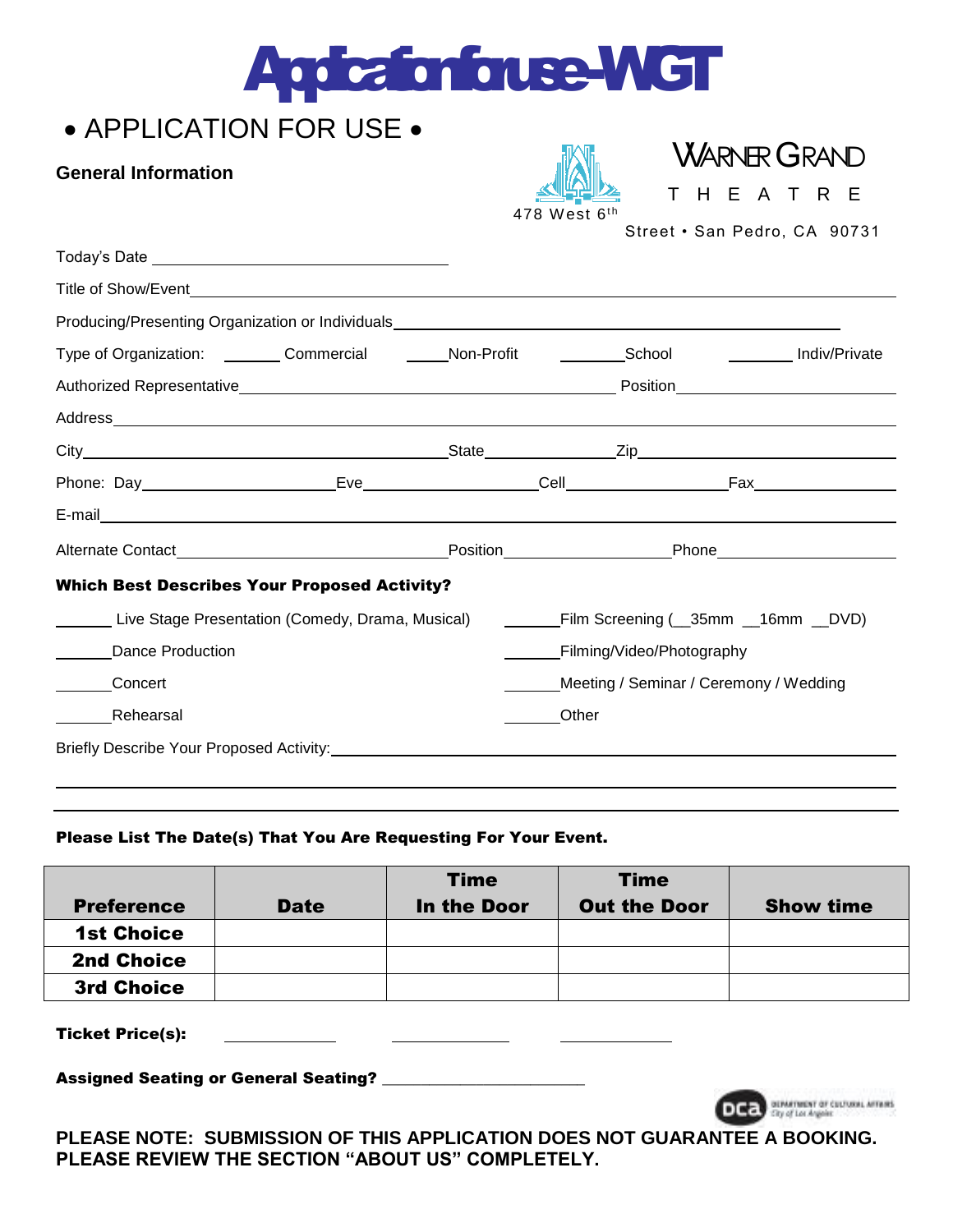# Applicationforuse-WGT

## • APPLICATION FOR USE •

**General Information**

WARNER GRAND
THEATRE
478 West 6th Street • San Pedro, CA 90731

Today's Date ______________________

Title of Show/Event ______________________

Producing/Presenting Organization or Individuals ______________________

Type of Organization: _______ Commercial _____ Non-Profit _______ School _______ Indiv/Private

Authorized Representative ______________________ Position ______________

Address ______________________

City ______________________ State __________ Zip ______________

Phone: Day ______________ Eve ______________ Cell ______________ Fax ______________

E-mail ______________________

Alternate Contact ______________________ Position ______________ Phone ______________

**Which Best Describes Your Proposed Activity?**

______ Live Stage Presentation (Comedy, Drama, Musical)

______ Film Screening (__35mm __16mm __DVD)

______ Dance Production

______ Filming/Video/Photography

______ Concert

______ Meeting / Seminar / Ceremony / Wedding

______ Rehearsal

______ Other

Briefly Describe Your Proposed Activity: ______________________

**Please List The Date(s) That You Are Requesting For Your Event.**

| Preference | Date | Time In the Door | Time Out the Door | Show time |
|---|---|---|---|---|
| **1st Choice** | | | | |
| **2nd Choice** | | | | |
| **3rd Choice** | | | | |

**Ticket Price(s):** __________ __________ __________

**Assigned Seating or General Seating?** ______________________

DCA Department of Cultural Affairs, City of Los Angeles

**PLEASE NOTE: SUBMISSION OF THIS APPLICATION DOES NOT GUARANTEE A BOOKING. PLEASE REVIEW THE SECTION "ABOUT US" COMPLETELY.**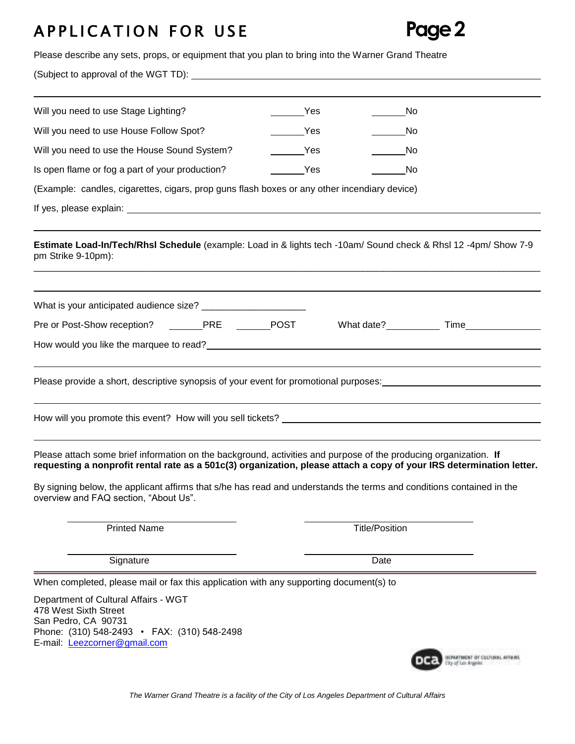# APPLICATION FOR USE

**Page 2**

Please describe any sets, props, or equipment that you plan to bring into the Warner Grand Theatre

(Subject to approval of the WGT TD): ______________________________________________

Will you need to use Stage Lighting? _______Yes _______No

Will you need to use House Follow Spot? _______Yes _______No

Will you need to use the House Sound System? _______Yes _______No

Is open flame or fog a part of your production? _______Yes _______No

(Example: candles, cigarettes, cigars, prop guns flash boxes or any other incendiary device)

If yes, please explain: ______________________________________________

**Estimate Load-In/Tech/Rhsl Schedule** (example: Load in & lights tech -10am/ Sound check & Rhsl 12 -4pm/ Show 7-9 pm Strike 9-10pm):

______________________________________________

What is your anticipated audience size? ____________________

Pre or Post-Show reception? _______PRE _______POST What date?__________ Time______________

How would you like the marquee to read?______________________________________________

Please provide a short, descriptive synopsis of your event for promotional purposes:______________________

How will you promote this event? How will you sell tickets? ______________________________

Please attach some brief information on the background, activities and purpose of the producing organization. **If requesting a nonprofit rental rate as a 501c(3) organization, please attach a copy of your IRS determination letter.**

By signing below, the applicant affirms that s/he has read and understands the terms and conditions contained in the overview and FAQ section, "About Us".

| ______________________ | ______________________ |
|---|---|
| Printed Name | Title/Position |
| ______________________ | ______________________ |
| Signature | Date |

When completed, please mail or fax this application with any supporting document(s) to

Department of Cultural Affairs - WGT
478 West Sixth Street
San Pedro, CA 90731
Phone: (310) 548-2493 • FAX: (310) 548-2498
E-mail: Leezcorner@gmail.com

DCA DEPARTMENT OF CULTURAL AFFAIRS City of Los Angeles

*The Warner Grand Theatre is a facility of the City of Los Angeles Department of Cultural Affairs*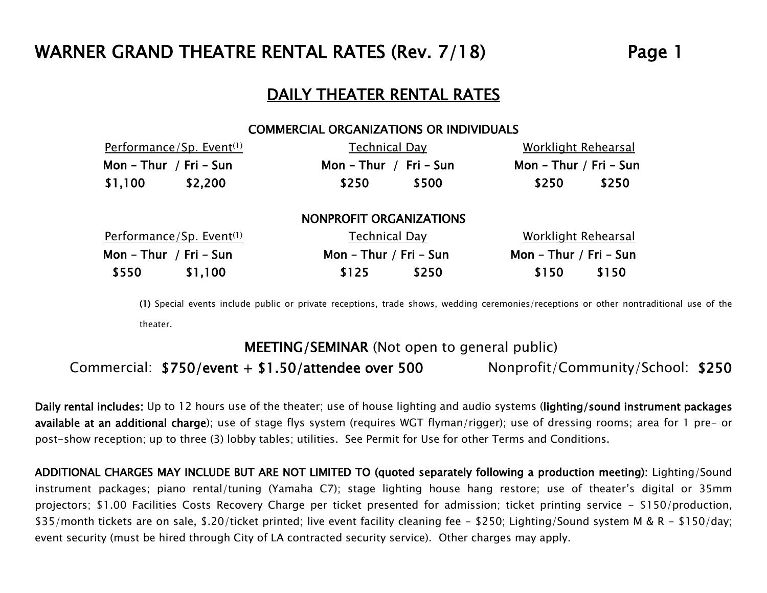# WARNER GRAND THEATRE RENTAL RATES (Rev. 7/18)

## DAILY THEATER RENTAL RATES

### COMMERCIAL ORGANIZATIONS OR INDIVIDUALS

| Performance/Sp. Event[1] | | Technical Day | | Worklight Rehearsal | |
|---|---|---|---|---|---|
| **Mon – Thur** | **Fri – Sun** | **Mon – Thur** | **Fri – Sun** | **Mon – Thur** | **Fri – Sun** |
| **$1,100** | **$2,200** | **$250** | **$500** | **$250** | **$250** |

### NONPROFIT ORGANIZATIONS

| Performance/Sp. Event[1] | | Technical Day | | Worklight Rehearsal | |
|---|---|---|---|---|---|
| **Mon – Thur** | **Fri – Sun** | **Mon – Thur** | **Fri – Sun** | **Mon – Thur** | **Fri – Sun** |
| **$550** | **$1,100** | **$125** | **$250** | **$150** | **$150** |

**(1)** Special events include public or private receptions, trade shows, wedding ceremonies/receptions or other nontraditional use of the theater.

### MEETING/SEMINAR (Not open to general public)

Commercial: **$750/event + $1.50/attendee over 500**  Nonprofit/Community/School: **$250**

**Daily rental includes:** Up to 12 hours use of the theater; use of house lighting and audio systems (**lighting/sound instrument packages available at an additional charge**); use of stage flys system (requires WGT flyman/rigger); use of dressing rooms; area for 1 pre- or post-show reception; up to three (3) lobby tables; utilities. See Permit for Use for other Terms and Conditions.

**ADDITIONAL CHARGES MAY INCLUDE BUT ARE NOT LIMITED TO (quoted separately following a production meeting):** Lighting/Sound instrument packages; piano rental/tuning (Yamaha C7); stage lighting house hang restore; use of theater's digital or 35mm projectors; $1.00 Facilities Costs Recovery Charge per ticket presented for admission; ticket printing service - $150/production, $35/month tickets are on sale, $.20/ticket printed; live event facility cleaning fee - $250; Lighting/Sound system M & R - $150/day; event security (must be hired through City of LA contracted security service). Other charges may apply.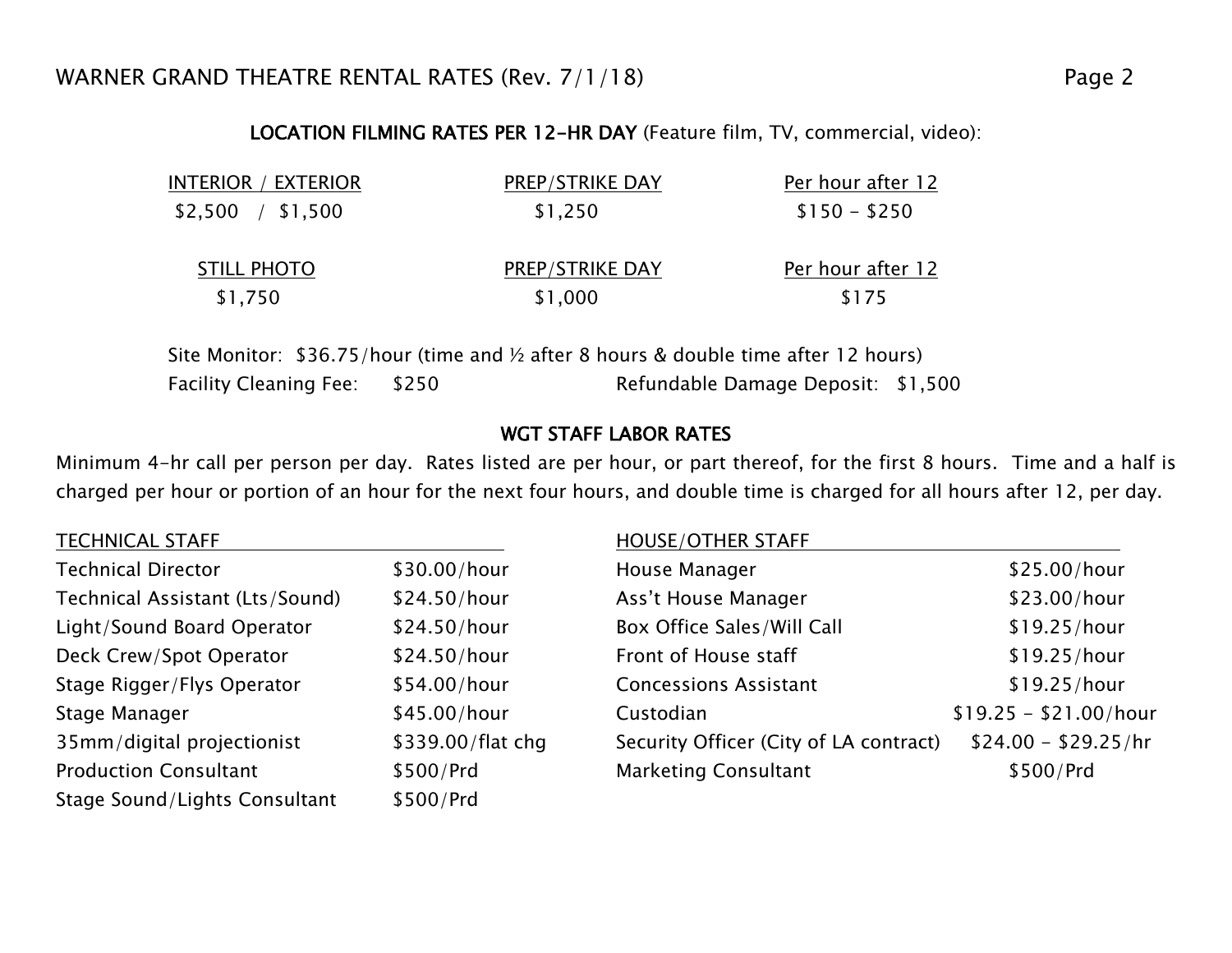**LOCATION FILMING RATES PER 12-HR DAY** (Feature film, TV, commercial, video):

| INTERIOR / EXTERIOR | PREP/STRIKE DAY | Per hour after 12 |
|---|---|---|
| $2,500 / $1,500 | $1,250 | $150 - $250 |

| STILL PHOTO | PREP/STRIKE DAY | Per hour after 12 |
|---|---|---|
| $1,750 | $1,000 | $175 |

Site Monitor: $36.75/hour (time and ½ after 8 hours & double time after 12 hours)

Facility Cleaning Fee: $250 Refundable Damage Deposit: $1,500

**WGT STAFF LABOR RATES**

Minimum 4-hr call per person per day. Rates listed are per hour, or part thereof, for the first 8 hours. Time and a half is charged per hour or portion of an hour for the next four hours, and double time is charged for all hours after 12, per day.

| TECHNICAL STAFF | |
|---|---|
| Technical Director | $30.00/hour |
| Technical Assistant (Lts/Sound) | $24.50/hour |
| Light/Sound Board Operator | $24.50/hour |
| Deck Crew/Spot Operator | $24.50/hour |
| Stage Rigger/Flys Operator | $54.00/hour |
| Stage Manager | $45.00/hour |
| 35mm/digital projectionist | $339.00/flat chg |
| Production Consultant | $500/Prd |
| Stage Sound/Lights Consultant | $500/Prd |

| HOUSE/OTHER STAFF | |
|---|---|
| House Manager | $25.00/hour |
| Ass't House Manager | $23.00/hour |
| Box Office Sales/Will Call | $19.25/hour |
| Front of House staff | $19.25/hour |
| Concessions Assistant | $19.25/hour |
| Custodian | $19.25 - $21.00/hour |
| Security Officer (City of LA contract) | $24.00 - $29.25/hr |
| Marketing Consultant | $500/Prd |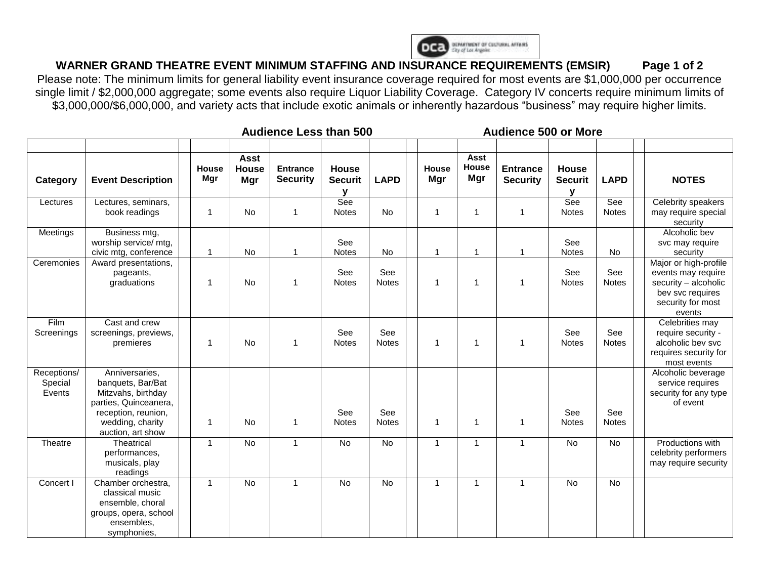**WARNER GRAND THEATRE EVENT MINIMUM STAFFING AND INSURANCE REQUIREMENTS (EMSIR)**

Please note: The minimum limits for general liability event insurance coverage required for most events are $1,000,000 per occurrence single limit / $2,000,000 aggregate; some events also require Liquor Liability Coverage. Category IV concerts require minimum limits of $3,000,000/$6,000,000, and variety acts that include exotic animals or inherently hazardous "business" may require higher limits.

| | | Audience Less than 500 | | | | | Audience 500 or More | | | | | |
|---|---|---|---|---|---|---|---|---|---|---|---|---|
| **Category** | **Event Description** | **House Mgr** | **Asst House Mgr** | **Entrance Security** | **House Security** | **LAPD** | **House Mgr** | **Asst House Mgr** | **Entrance Security** | **House Security** | **LAPD** | **NOTES** |
| Lectures | Lectures, seminars, book readings | 1 | No | 1 | See Notes | No | 1 | 1 | 1 | See Notes | See Notes | Celebrity speakers may require special security |
| Meetings | Business mtg, worship service/ mtg, civic mtg, conference | 1 | No | 1 | See Notes | No | 1 | 1 | 1 | See Notes | No | Alcoholic bev svc may require security |
| Ceremonies | Award presentations, pageants, graduations | 1 | No | 1 | See Notes | See Notes | 1 | 1 | 1 | See Notes | See Notes | Major or high-profile events may require security – alcoholic bev svc requires security for most events |
| Film Screenings | Cast and crew screenings, previews, premieres | 1 | No | 1 | See Notes | See Notes | 1 | 1 | 1 | See Notes | See Notes | Celebrities may require security - alcoholic bev svc requires security for most events |
| Receptions/ Special Events | Anniversaries, banquets, Bar/Bat Mitzvahs, birthday parties, Quinceanera, reception, reunion, wedding, charity auction, art show | 1 | No | 1 | See Notes | See Notes | 1 | 1 | 1 | See Notes | See Notes | Alcoholic beverage service requires security for any type of event |
| Theatre | Theatrical performances, musicals, play readings | 1 | No | 1 | No | No | 1 | 1 | 1 | No | No | Productions with celebrity performers may require security |
| Concert I | Chamber orchestra, classical music ensemble, choral groups, opera, school ensembles, symphonies, | 1 | No | 1 | No | No | 1 | 1 | 1 | No | No | |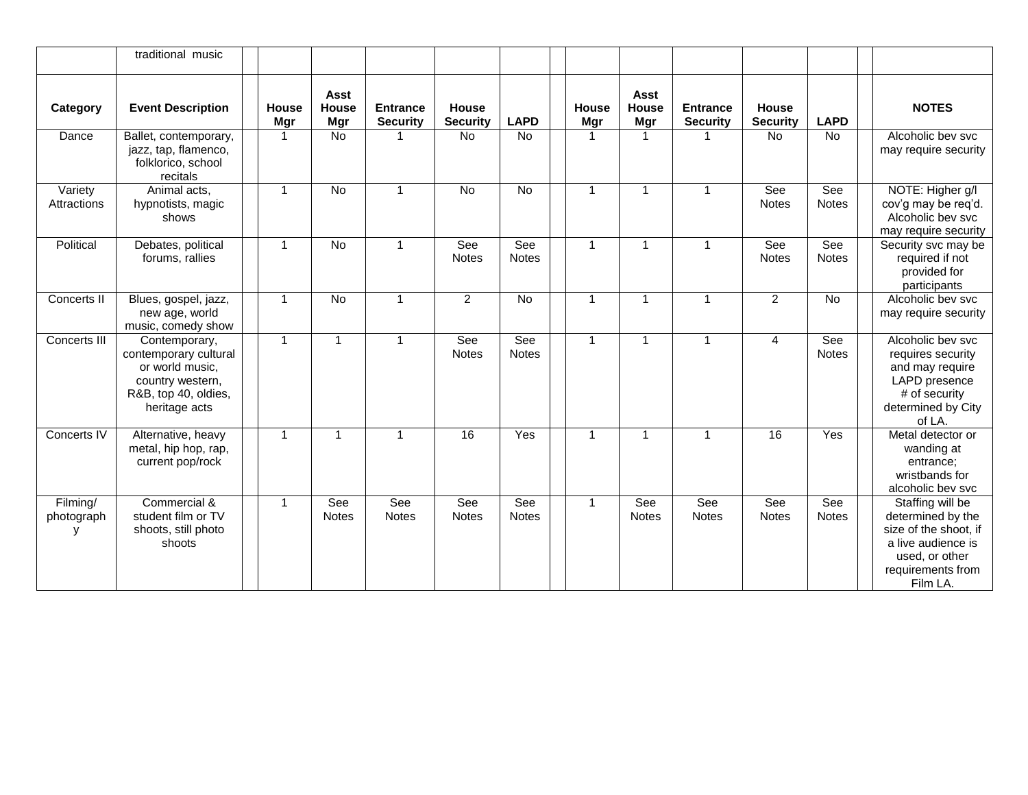| | traditional music | | | | | | | | | | | | | | |
|---|---|---|---|---|---|---|---|---|---|---|---|---|---|---|---|
| **Category** | **Event Description** | | **House Mgr** | **Asst House Mgr** | **Entrance Security** | **House Security** | **LAPD** | | **House Mgr** | **Asst House Mgr** | **Entrance Security** | **House Security** | **LAPD** | | **NOTES** |
| Dance | Ballet, contemporary, jazz, tap, flamenco, folklorico, school recitals | | 1 | No | 1 | No | No | | 1 | 1 | 1 | No | No | | Alcoholic bev svc may require security |
| Variety Attractions | Animal acts, hypnotists, magic shows | | 1 | No | 1 | No | No | | 1 | 1 | 1 | See Notes | See Notes | | NOTE: Higher g/l cov'g may be req'd. Alcoholic bev svc may require security |
| Political | Debates, political forums, rallies | | 1 | No | 1 | See Notes | See Notes | | 1 | 1 | 1 | See Notes | See Notes | | Security svc may be required if not provided for participants |
| Concerts II | Blues, gospel, jazz, new age, world music, comedy show | | 1 | No | 1 | 2 | No | | 1 | 1 | 1 | 2 | No | | Alcoholic bev svc may require security |
| Concerts III | Contemporary, contemporary cultural or world music, country western, R&B, top 40, oldies, heritage acts | | 1 | 1 | 1 | See Notes | See Notes | | 1 | 1 | 1 | 4 | See Notes | | Alcoholic bev svc requires security and may require LAPD presence # of security determined by City of LA. |
| Concerts IV | Alternative, heavy metal, hip hop, rap, current pop/rock | | 1 | 1 | 1 | 16 | Yes | | 1 | 1 | 1 | 16 | Yes | | Metal detector or wanding at entrance; wristbands for alcoholic bev svc |
| Filming/ photography | Commercial & student film or TV shoots, still photo shoots | | 1 | See Notes | See Notes | See Notes | See Notes | | 1 | See Notes | See Notes | See Notes | See Notes | | Staffing will be determined by the size of the shoot, if a live audience is used, or other requirements from Film LA. |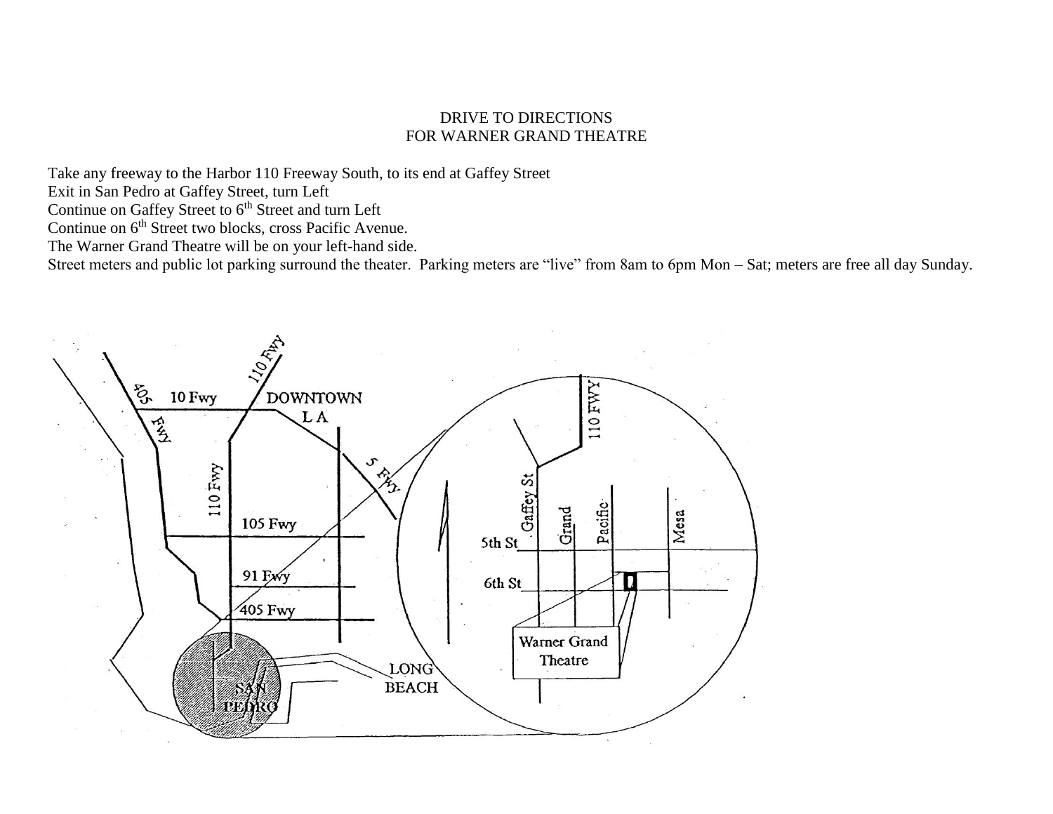# DRIVE TO DIRECTIONS
# FOR WARNER GRAND THEATRE

Take any freeway to the Harbor 110 Freeway South, to its end at Gaffey Street
Exit in San Pedro at Gaffey Street, turn Left
Continue on Gaffey Street to 6th Street and turn Left
Continue on 6th Street two blocks, cross Pacific Avenue.
The Warner Grand Theatre will be on your left-hand side.
Street meters and public lot parking surround the theater. Parking meters are "live" from 8am to 6pm Mon – Sat; meters are free all day Sunday.

405 Fwy
10 Fwy
110 Fwy
DOWNTOWN LA
5 Fwy
110 Fwy
105 Fwy
91 Fwy
405 Fwy
SAN PEDRO
LONG BEACH

110 FWY
Gaffey St
Grand
Pacific
Mesa
5th St
6th St
Warner Grand Theatre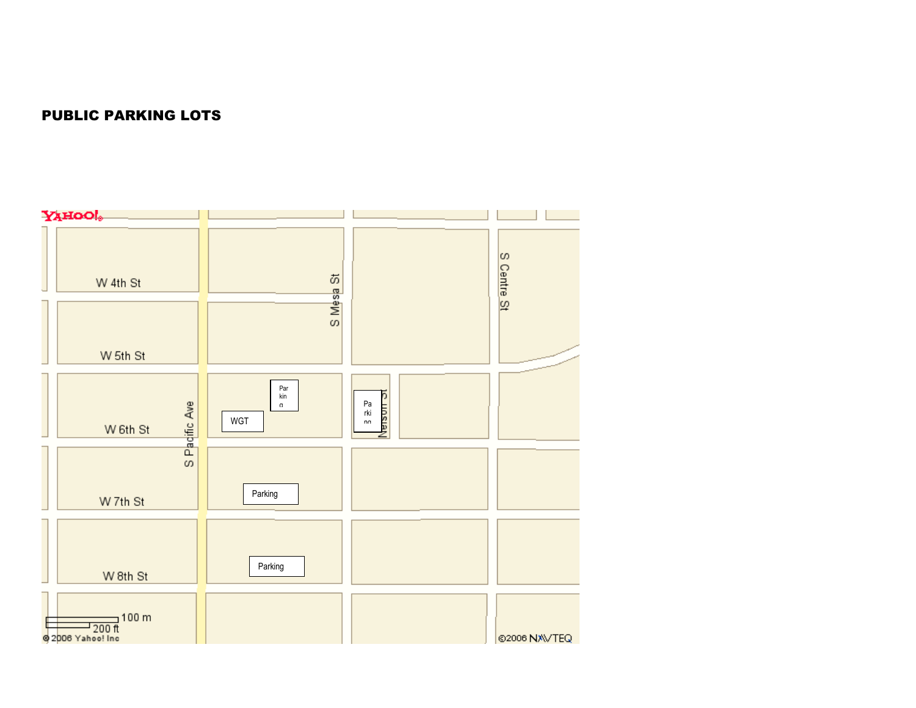**PUBLIC PARKING LOTS**

W 4th St

W 5th St

W 6th St

W 7th St

W 8th St

S Pacific Ave

S Mesa St

Nelson St

S Centre St

WGT

Parking

Parking

Parking

Parking

100 m

200 ft

© 2006 Yahoo! Inc

©2006 NAVTEQ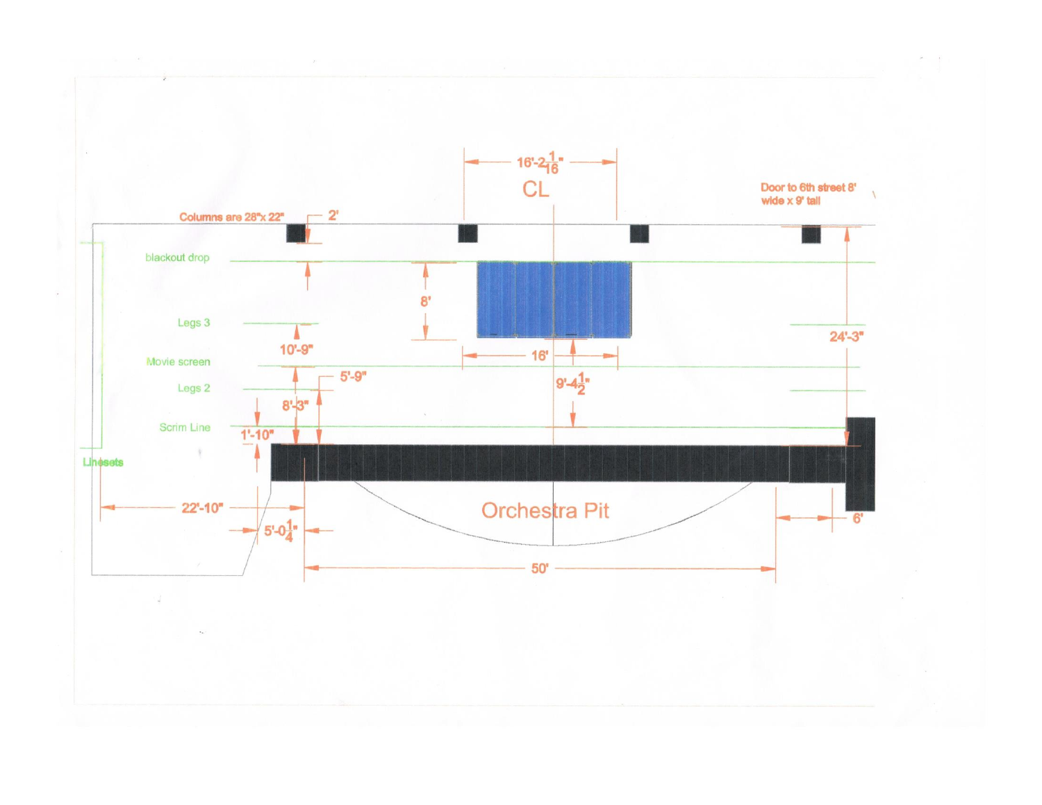16'-2 1/16"

CL

Door to 6th street 8' wide x 9' tall

Columns are 28"x 22"

2'

blackout drop

8'

Legs 3

10'-9"

24'-3"

16'

Movie screen

5'-9"

9'-4 1/2"

Legs 2

8'-3"

Scrim Line

1'-10"

Linesets

22'-10"

Orchestra Pit

6'

5'-0 1/4"

50'